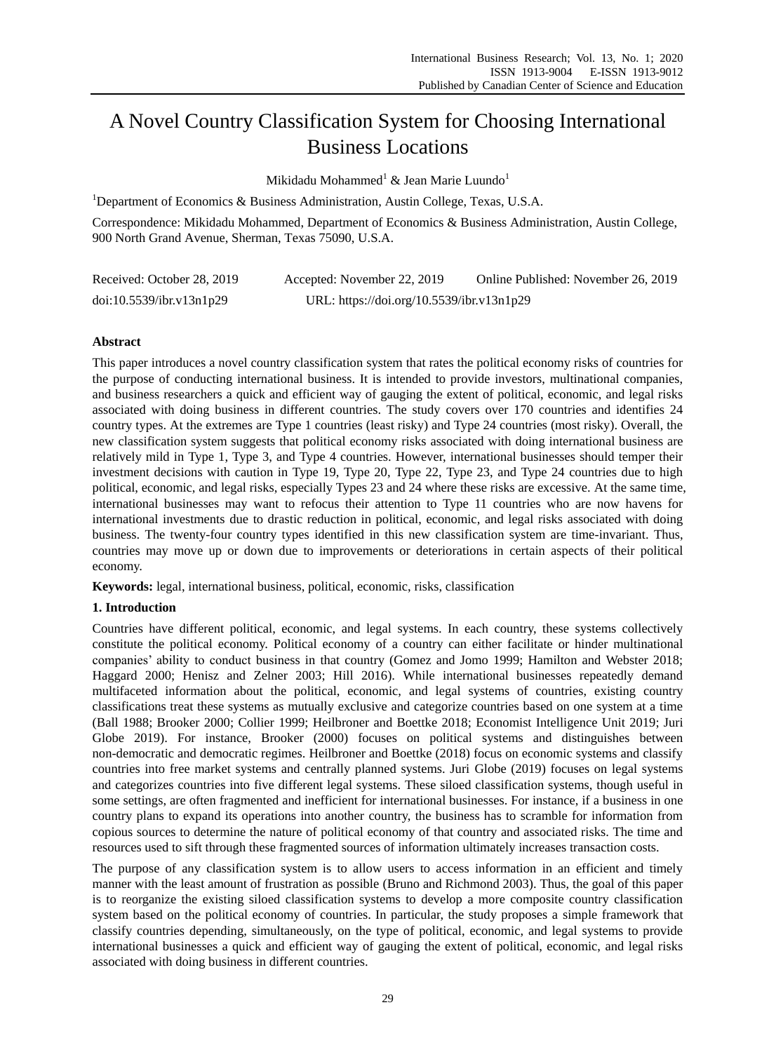# A Novel Country Classification System for Choosing International Business Locations

Mikidadu Mohammed[1] & Jean Marie Luundo[1]

[1]Department of Economics & Business Administration, Austin College, Texas, U.S.A.

Correspondence: Mikidadu Mohammed, Department of Economics & Business Administration, Austin College, 900 North Grand Avenue, Sherman, Texas 75090, U.S.A.

Received: October 28, 2019    Accepted: November 22, 2019    Online Published: November 26, 2019

doi:10.5539/ibr.v13n1p29    URL: https://doi.org/10.5539/ibr.v13n1p29

## Abstract

This paper introduces a novel country classification system that rates the political economy risks of countries for the purpose of conducting international business. It is intended to provide investors, multinational companies, and business researchers a quick and efficient way of gauging the extent of political, economic, and legal risks associated with doing business in different countries. The study covers over 170 countries and identifies 24 country types. At the extremes are Type 1 countries (least risky) and Type 24 countries (most risky). Overall, the new classification system suggests that political economy risks associated with doing international business are relatively mild in Type 1, Type 3, and Type 4 countries. However, international businesses should temper their investment decisions with caution in Type 19, Type 20, Type 22, Type 23, and Type 24 countries due to high political, economic, and legal risks, especially Types 23 and 24 where these risks are excessive. At the same time, international businesses may want to refocus their attention to Type 11 countries who are now havens for international investments due to drastic reduction in political, economic, and legal risks associated with doing business. The twenty-four country types identified in this new classification system are time-invariant. Thus, countries may move up or down due to improvements or deteriorations in certain aspects of their political economy.

**Keywords:** legal, international business, political, economic, risks, classification

## 1. Introduction

Countries have different political, economic, and legal systems. In each country, these systems collectively constitute the political economy. Political economy of a country can either facilitate or hinder multinational companies' ability to conduct business in that country (Gomez and Jomo 1999; Hamilton and Webster 2018; Haggard 2000; Henisz and Zelner 2003; Hill 2016). While international businesses repeatedly demand multifaceted information about the political, economic, and legal systems of countries, existing country classifications treat these systems as mutually exclusive and categorize countries based on one system at a time (Ball 1988; Brooker 2000; Collier 1999; Heilbroner and Boettke 2018; Economist Intelligence Unit 2019; Juri Globe 2019). For instance, Brooker (2000) focuses on political systems and distinguishes between non-democratic and democratic regimes. Heilbroner and Boettke (2018) focus on economic systems and classify countries into free market systems and centrally planned systems. Juri Globe (2019) focuses on legal systems and categorizes countries into five different legal systems. These siloed classification systems, though useful in some settings, are often fragmented and inefficient for international businesses. For instance, if a business in one country plans to expand its operations into another country, the business has to scramble for information from copious sources to determine the nature of political economy of that country and associated risks. The time and resources used to sift through these fragmented sources of information ultimately increases transaction costs.

The purpose of any classification system is to allow users to access information in an efficient and timely manner with the least amount of frustration as possible (Bruno and Richmond 2003). Thus, the goal of this paper is to reorganize the existing siloed classification systems to develop a more composite country classification system based on the political economy of countries. In particular, the study proposes a simple framework that classify countries depending, simultaneously, on the type of political, economic, and legal systems to provide international businesses a quick and efficient way of gauging the extent of political, economic, and legal risks associated with doing business in different countries.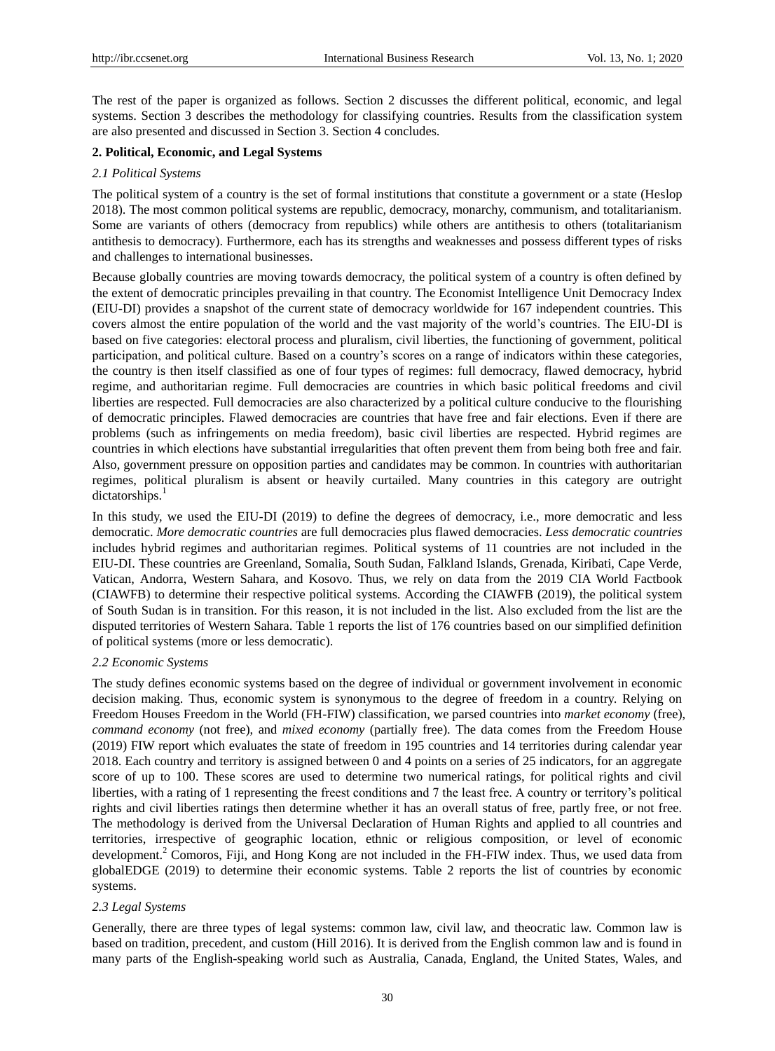The rest of the paper is organized as follows. Section 2 discusses the different political, economic, and legal systems. Section 3 describes the methodology for classifying countries. Results from the classification system are also presented and discussed in Section 3. Section 4 concludes.

## 2. Political, Economic, and Legal Systems

### 2.1 Political Systems

The political system of a country is the set of formal institutions that constitute a government or a state (Heslop 2018). The most common political systems are republic, democracy, monarchy, communism, and totalitarianism. Some are variants of others (democracy from republics) while others are antithesis to others (totalitarianism antithesis to democracy). Furthermore, each has its strengths and weaknesses and possess different types of risks and challenges to international businesses.

Because globally countries are moving towards democracy, the political system of a country is often defined by the extent of democratic principles prevailing in that country. The Economist Intelligence Unit Democracy Index (EIU-DI) provides a snapshot of the current state of democracy worldwide for 167 independent countries. This covers almost the entire population of the world and the vast majority of the world's countries. The EIU-DI is based on five categories: electoral process and pluralism, civil liberties, the functioning of government, political participation, and political culture. Based on a country's scores on a range of indicators within these categories, the country is then itself classified as one of four types of regimes: full democracy, flawed democracy, hybrid regime, and authoritarian regime. Full democracies are countries in which basic political freedoms and civil liberties are respected. Full democracies are also characterized by a political culture conducive to the flourishing of democratic principles. Flawed democracies are countries that have free and fair elections. Even if there are problems (such as infringements on media freedom), basic civil liberties are respected. Hybrid regimes are countries in which elections have substantial irregularities that often prevent them from being both free and fair. Also, government pressure on opposition parties and candidates may be common. In countries with authoritarian regimes, political pluralism is absent or heavily curtailed. Many countries in this category are outright dictatorships.[1]

In this study, we used the EIU-DI (2019) to define the degrees of democracy, i.e., more democratic and less democratic. *More democratic countries* are full democracies plus flawed democracies. *Less democratic countries* includes hybrid regimes and authoritarian regimes. Political systems of 11 countries are not included in the EIU-DI. These countries are Greenland, Somalia, South Sudan, Falkland Islands, Grenada, Kiribati, Cape Verde, Vatican, Andorra, Western Sahara, and Kosovo. Thus, we rely on data from the 2019 CIA World Factbook (CIAWFB) to determine their respective political systems. According the CIAWFB (2019), the political system of South Sudan is in transition. For this reason, it is not included in the list. Also excluded from the list are the disputed territories of Western Sahara. Table 1 reports the list of 176 countries based on our simplified definition of political systems (more or less democratic).

### 2.2 Economic Systems

The study defines economic systems based on the degree of individual or government involvement in economic decision making. Thus, economic system is synonymous to the degree of freedom in a country. Relying on Freedom Houses Freedom in the World (FH-FIW) classification, we parsed countries into *market economy* (free), *command economy* (not free), and *mixed economy* (partially free). The data comes from the Freedom House (2019) FIW report which evaluates the state of freedom in 195 countries and 14 territories during calendar year 2018. Each country and territory is assigned between 0 and 4 points on a series of 25 indicators, for an aggregate score of up to 100. These scores are used to determine two numerical ratings, for political rights and civil liberties, with a rating of 1 representing the freest conditions and 7 the least free. A country or territory's political rights and civil liberties ratings then determine whether it has an overall status of free, partly free, or not free. The methodology is derived from the Universal Declaration of Human Rights and applied to all countries and territories, irrespective of geographic location, ethnic or religious composition, or level of economic development.[2] Comoros, Fiji, and Hong Kong are not included in the FH-FIW index. Thus, we used data from globalEDGE (2019) to determine their economic systems. Table 2 reports the list of countries by economic systems.

### 2.3 Legal Systems

Generally, there are three types of legal systems: common law, civil law, and theocratic law. Common law is based on tradition, precedent, and custom (Hill 2016). It is derived from the English common law and is found in many parts of the English-speaking world such as Australia, Canada, England, the United States, Wales, and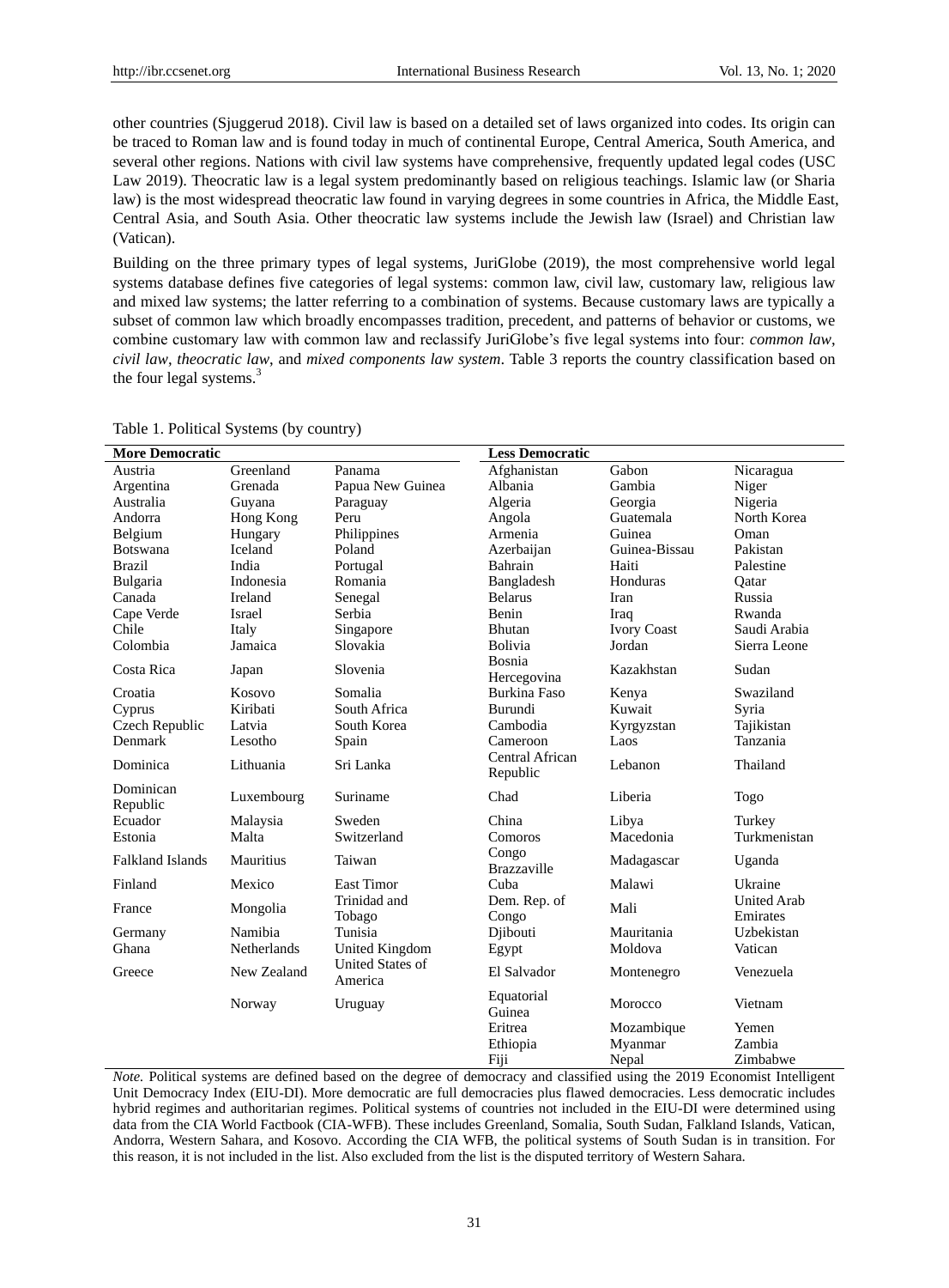other countries (Sjuggerud 2018). Civil law is based on a detailed set of laws organized into codes. Its origin can be traced to Roman law and is found today in much of continental Europe, Central America, South America, and several other regions. Nations with civil law systems have comprehensive, frequently updated legal codes (USC Law 2019). Theocratic law is a legal system predominantly based on religious teachings. Islamic law (or Sharia law) is the most widespread theocratic law found in varying degrees in some countries in Africa, the Middle East, Central Asia, and South Asia. Other theocratic law systems include the Jewish law (Israel) and Christian law (Vatican).

Building on the three primary types of legal systems, JuriGlobe (2019), the most comprehensive world legal systems database defines five categories of legal systems: common law, civil law, customary law, religious law and mixed law systems; the latter referring to a combination of systems. Because customary laws are typically a subset of common law which broadly encompasses tradition, precedent, and patterns of behavior or customs, we combine customary law with common law and reclassify JuriGlobe's five legal systems into four: *common law*, *civil law*, *theocratic law*, and *mixed components law system*. Table 3 reports the country classification based on the four legal systems.[3]

Table 1. Political Systems (by country)

| **More Democratic** | | | **Less Democratic** | | |
|---|---|---|---|---|---|
| Austria | Greenland | Panama | Afghanistan | Gabon | Nicaragua |
| Argentina | Grenada | Papua New Guinea | Albania | Gambia | Niger |
| Australia | Guyana | Paraguay | Algeria | Georgia | Nigeria |
| Andorra | Hong Kong | Peru | Angola | Guatemala | North Korea |
| Belgium | Hungary | Philippines | Armenia | Guinea | Oman |
| Botswana | Iceland | Poland | Azerbaijan | Guinea-Bissau | Pakistan |
| Brazil | India | Portugal | Bahrain | Haiti | Palestine |
| Bulgaria | Indonesia | Romania | Bangladesh | Honduras | Qatar |
| Canada | Ireland | Senegal | Belarus | Iran | Russia |
| Cape Verde | Israel | Serbia | Benin | Iraq | Rwanda |
| Chile | Italy | Singapore | Bhutan | Ivory Coast | Saudi Arabia |
| Colombia | Jamaica | Slovakia | Bolivia | Jordan | Sierra Leone |
| Costa Rica | Japan | Slovenia | Bosnia Hercegovina | Kazakhstan | Sudan |
| Croatia | Kosovo | Somalia | Burkina Faso | Kenya | Swaziland |
| Cyprus | Kiribati | South Africa | Burundi | Kuwait | Syria |
| Czech Republic | Latvia | South Korea | Cambodia | Kyrgyzstan | Tajikistan |
| Denmark | Lesotho | Spain | Cameroon | Laos | Tanzania |
| Dominica | Lithuania | Sri Lanka | Central African Republic | Lebanon | Thailand |
| Dominican Republic | Luxembourg | Suriname | Chad | Liberia | Togo |
| Ecuador | Malaysia | Sweden | China | Libya | Turkey |
| Estonia | Malta | Switzerland | Comoros | Macedonia | Turkmenistan |
| Falkland Islands | Mauritius | Taiwan | Congo Brazzaville | Madagascar | Uganda |
| Finland | Mexico | East Timor | Cuba | Malawi | Ukraine |
| France | Mongolia | Trinidad and Tobago | Dem. Rep. of Congo | Mali | United Arab Emirates |
| Germany | Namibia | Tunisia | Djibouti | Mauritania | Uzbekistan |
| Ghana | Netherlands | United Kingdom | Egypt | Moldova | Vatican |
| Greece | New Zealand | United States of America | El Salvador | Montenegro | Venezuela |
| | Norway | Uruguay | Equatorial Guinea | Morocco | Vietnam |
| | | | Eritrea | Mozambique | Yemen |
| | | | Ethiopia | Myanmar | Zambia |
| | | | Fiji | Nepal | Zimbabwe |

*Note.* Political systems are defined based on the degree of democracy and classified using the 2019 Economist Intelligent Unit Democracy Index (EIU-DI). More democratic are full democracies plus flawed democracies. Less democratic includes hybrid regimes and authoritarian regimes. Political systems of countries not included in the EIU-DI were determined using data from the CIA World Factbook (CIA-WFB). These includes Greenland, Somalia, South Sudan, Falkland Islands, Vatican, Andorra, Western Sahara, and Kosovo. According the CIA WFB, the political systems of South Sudan is in transition. For this reason, it is not included in the list. Also excluded from the list is the disputed territory of Western Sahara.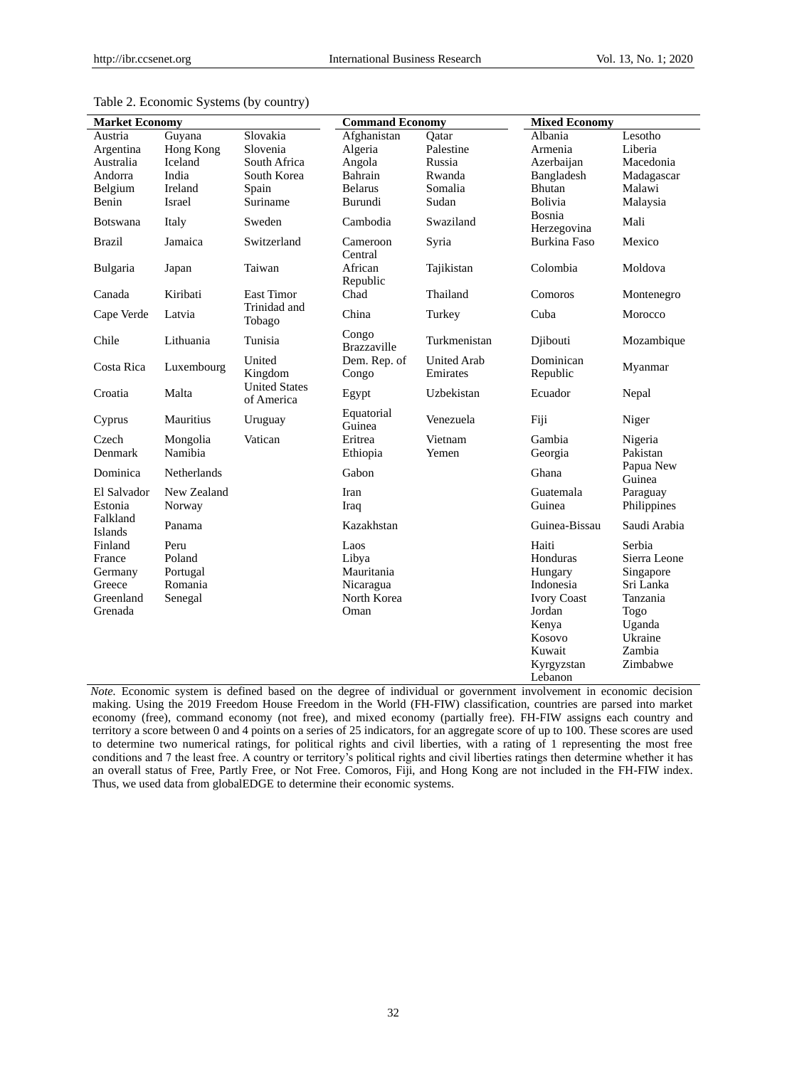Table 2. Economic Systems (by country)

| Market Economy | | | Command Economy | | Mixed Economy | |
|---|---|---|---|---|---|---|
| Austria | Guyana | Slovakia | Afghanistan | Qatar | Albania | Lesotho |
| Argentina | Hong Kong | Slovenia | Algeria | Palestine | Armenia | Liberia |
| Australia | Iceland | South Africa | Angola | Russia | Azerbaijan | Macedonia |
| Andorra | India | South Korea | Bahrain | Rwanda | Bangladesh | Madagascar |
| Belgium | Ireland | Spain | Belarus | Somalia | Bhutan | Malawi |
| Benin | Israel | Suriname | Burundi | Sudan | Bolivia | Malaysia |
| Botswana | Italy | Sweden | Cambodia | Swaziland | Bosnia Herzegovina | Mali |
| Brazil | Jamaica | Switzerland | Cameroon | Syria | Burkina Faso | Mexico |
| Bulgaria | Japan | Taiwan | Central African Republic | Tajikistan | Colombia | Moldova |
| Canada | Kiribati | East Timor | Chad | Thailand | Comoros | Montenegro |
| Cape Verde | Latvia | Trinidad and Tobago | China | Turkey | Cuba | Morocco |
| Chile | Lithuania | Tunisia | Congo Brazzaville | Turkmenistan | Djibouti | Mozambique |
| Costa Rica | Luxembourg | United Kingdom | Dem. Rep. of Congo | United Arab Emirates | Dominican Republic | Myanmar |
| Croatia | Malta | United States of America | Egypt | Uzbekistan | Ecuador | Nepal |
| Cyprus | Mauritius | Uruguay | Equatorial Guinea | Venezuela | Fiji | Niger |
| Czech | Mongolia | Vatican | Eritrea | Vietnam | Gambia | Nigeria |
| Denmark | Namibia | | Ethiopia | Yemen | Georgia | Pakistan |
| Dominica | Netherlands | | Gabon | | Ghana | Papua New Guinea |
| El Salvador | New Zealand | | Iran | | Guatemala | Paraguay |
| Estonia | Norway | | Iraq | | Guinea | Philippines |
| Falkland Islands | Panama | | Kazakhstan | | Guinea-Bissau | Saudi Arabia |
| Finland | Peru | | Laos | | Haiti | Serbia |
| France | Poland | | Libya | | Honduras | Sierra Leone |
| Germany | Portugal | | Mauritania | | Hungary | Singapore |
| Greece | Romania | | Nicaragua | | Indonesia | Sri Lanka |
| Greenland | Senegal | | North Korea | | Ivory Coast | Tanzania |
| Grenada | | | Oman | | Jordan | Togo |
| | | | | | Kenya | Uganda |
| | | | | | Kosovo | Ukraine |
| | | | | | Kuwait | Zambia |
| | | | | | Kyrgyzstan | Zimbabwe |
| | | | | | Lebanon | |

*Note.* Economic system is defined based on the degree of individual or government involvement in economic decision making. Using the 2019 Freedom House Freedom in the World (FH-FIW) classification, countries are parsed into market economy (free), command economy (not free), and mixed economy (partially free). FH-FIW assigns each country and territory a score between 0 and 4 points on a series of 25 indicators, for an aggregate score of up to 100. These scores are used to determine two numerical ratings, for political rights and civil liberties, with a rating of 1 representing the most free conditions and 7 the least free. A country or territory's political rights and civil liberties ratings then determine whether it has an overall status of Free, Partly Free, or Not Free. Comoros, Fiji, and Hong Kong are not included in the FH-FIW index. Thus, we used data from globalEDGE to determine their economic systems.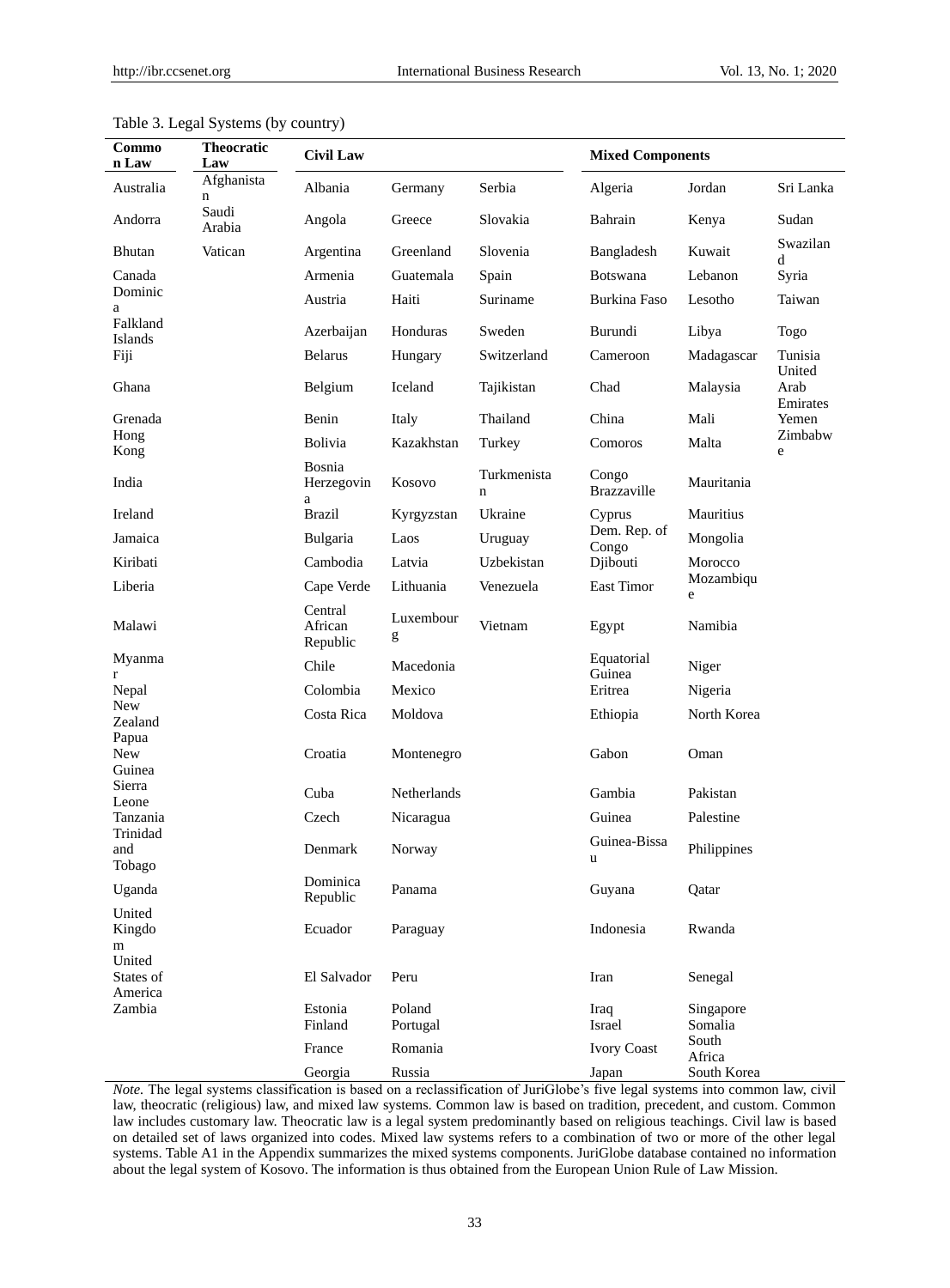Table 3. Legal Systems (by country)

| Common Law | Theocratic Law | Civil Law | | | Mixed Components | | |
|---|---|---|---|---|---|---|---|
| Australia | Afghanistan | Albania | Germany | Serbia | Algeria | Jordan | Sri Lanka |
| Andorra | Saudi Arabia | Angola | Greece | Slovakia | Bahrain | Kenya | Sudan |
| Bhutan | Vatican | Argentina | Greenland | Slovenia | Bangladesh | Kuwait | Swaziland |
| Canada | | Armenia | Guatemala | Spain | Botswana | Lebanon | Syria |
| Dominica | | Austria | Haiti | Suriname | Burkina Faso | Lesotho | Taiwan |
| Falkland Islands | | Azerbaijan | Honduras | Sweden | Burundi | Libya | Togo |
| Fiji | | Belarus | Hungary | Switzerland | Cameroon | Madagascar | Tunisia |
| Ghana | | Belgium | Iceland | Tajikistan | Chad | Malaysia | United Arab Emirates |
| Grenada | | Benin | Italy | Thailand | China | Mali | Yemen |
| Hong Kong | | Bolivia | Kazakhstan | Turkey | Comoros | Malta | Zimbabwe |
| India | | Bosnia Herzegovina | Kosovo | Turkmenistan | Congo Brazzaville | Mauritania | |
| Ireland | | Brazil | Kyrgyzstan | Ukraine | Cyprus | Mauritius | |
| Jamaica | | Bulgaria | Laos | Uruguay | Dem. Rep. of Congo | Mongolia | |
| Kiribati | | Cambodia | Latvia | Uzbekistan | Djibouti | Morocco | |
| Liberia | | Cape Verde | Lithuania | Venezuela | East Timor | Mozambique | |
| Malawi | | Central African Republic | Luxembourg | Vietnam | Egypt | Namibia | |
| Myanmar | | Chile | Macedonia | | Equatorial Guinea | Niger | |
| Nepal | | Colombia | Mexico | | Eritrea | Nigeria | |
| New Zealand | | Costa Rica | Moldova | | Ethiopia | North Korea | |
| Papua New Guinea | | Croatia | Montenegro | | Gabon | Oman | |
| Sierra Leone | | Cuba | Netherlands | | Gambia | Pakistan | |
| Tanzania | | Czech | Nicaragua | | Guinea | Palestine | |
| Trinidad and Tobago | | Denmark | Norway | | Guinea-Bissau | Philippines | |
| Uganda | | Dominica Republic | Panama | | Guyana | Qatar | |
| United Kingdom | | Ecuador | Paraguay | | Indonesia | Rwanda | |
| United States of America | | El Salvador | Peru | | Iran | Senegal | |
| Zambia | | Estonia | Poland | | Iraq | Singapore | |
| | | Finland | Portugal | | Israel | Somalia | |
| | | France | Romania | | Ivory Coast | South Africa | |
| | | Georgia | Russia | | Japan | South Korea | |

*Note.* The legal systems classification is based on a reclassification of JuriGlobe's five legal systems into common law, civil law, theocratic (religious) law, and mixed law systems. Common law is based on tradition, precedent, and custom. Common law includes customary law. Theocratic law is a legal system predominantly based on religious teachings. Civil law is based on detailed set of laws organized into codes. Mixed law systems refers to a combination of two or more of the other legal systems. Table A1 in the Appendix summarizes the mixed systems components. JuriGlobe database contained no information about the legal system of Kosovo. The information is thus obtained from the European Union Rule of Law Mission.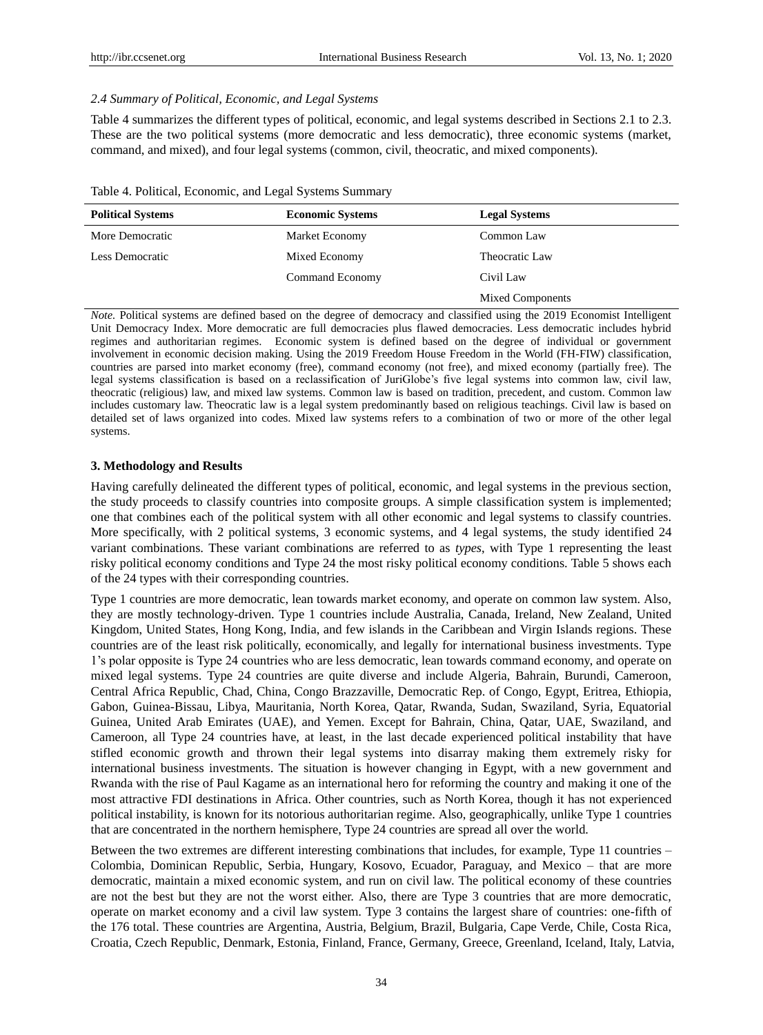*2.4 Summary of Political, Economic, and Legal Systems*

Table 4 summarizes the different types of political, economic, and legal systems described in Sections 2.1 to 2.3. These are the two political systems (more democratic and less democratic), three economic systems (market, command, and mixed), and four legal systems (common, civil, theocratic, and mixed components).

Table 4. Political, Economic, and Legal Systems Summary

| Political Systems | Economic Systems | Legal Systems |
|---|---|---|
| More Democratic | Market Economy | Common Law |
| Less Democratic | Mixed Economy | Theocratic Law |
| | Command Economy | Civil Law |
| | | Mixed Components |

*Note.* Political systems are defined based on the degree of democracy and classified using the 2019 Economist Intelligent Unit Democracy Index. More democratic are full democracies plus flawed democracies. Less democratic includes hybrid regimes and authoritarian regimes. Economic system is defined based on the degree of individual or government involvement in economic decision making. Using the 2019 Freedom House Freedom in the World (FH-FIW) classification, countries are parsed into market economy (free), command economy (not free), and mixed economy (partially free). The legal systems classification is based on a reclassification of JuriGlobe's five legal systems into common law, civil law, theocratic (religious) law, and mixed law systems. Common law is based on tradition, precedent, and custom. Common law includes customary law. Theocratic law is a legal system predominantly based on religious teachings. Civil law is based on detailed set of laws organized into codes. Mixed law systems refers to a combination of two or more of the other legal systems.

## 3. Methodology and Results

Having carefully delineated the different types of political, economic, and legal systems in the previous section, the study proceeds to classify countries into composite groups. A simple classification system is implemented; one that combines each of the political system with all other economic and legal systems to classify countries. More specifically, with 2 political systems, 3 economic systems, and 4 legal systems, the study identified 24 variant combinations. These variant combinations are referred to as *types*, with Type 1 representing the least risky political economy conditions and Type 24 the most risky political economy conditions. Table 5 shows each of the 24 types with their corresponding countries.

Type 1 countries are more democratic, lean towards market economy, and operate on common law system. Also, they are mostly technology-driven. Type 1 countries include Australia, Canada, Ireland, New Zealand, United Kingdom, United States, Hong Kong, India, and few islands in the Caribbean and Virgin Islands regions. These countries are of the least risk politically, economically, and legally for international business investments. Type 1's polar opposite is Type 24 countries who are less democratic, lean towards command economy, and operate on mixed legal systems. Type 24 countries are quite diverse and include Algeria, Bahrain, Burundi, Cameroon, Central Africa Republic, Chad, China, Congo Brazzaville, Democratic Rep. of Congo, Egypt, Eritrea, Ethiopia, Gabon, Guinea-Bissau, Libya, Mauritania, North Korea, Qatar, Rwanda, Sudan, Swaziland, Syria, Equatorial Guinea, United Arab Emirates (UAE), and Yemen. Except for Bahrain, China, Qatar, UAE, Swaziland, and Cameroon, all Type 24 countries have, at least, in the last decade experienced political instability that have stifled economic growth and thrown their legal systems into disarray making them extremely risky for international business investments. The situation is however changing in Egypt, with a new government and Rwanda with the rise of Paul Kagame as an international hero for reforming the country and making it one of the most attractive FDI destinations in Africa. Other countries, such as North Korea, though it has not experienced political instability, is known for its notorious authoritarian regime. Also, geographically, unlike Type 1 countries that are concentrated in the northern hemisphere, Type 24 countries are spread all over the world.

Between the two extremes are different interesting combinations that includes, for example, Type 11 countries – Colombia, Dominican Republic, Serbia, Hungary, Kosovo, Ecuador, Paraguay, and Mexico – that are more democratic, maintain a mixed economic system, and run on civil law. The political economy of these countries are not the best but they are not the worst either. Also, there are Type 3 countries that are more democratic, operate on market economy and a civil law system. Type 3 contains the largest share of countries: one-fifth of the 176 total. These countries are Argentina, Austria, Belgium, Brazil, Bulgaria, Cape Verde, Chile, Costa Rica, Croatia, Czech Republic, Denmark, Estonia, Finland, France, Germany, Greece, Greenland, Iceland, Italy, Latvia,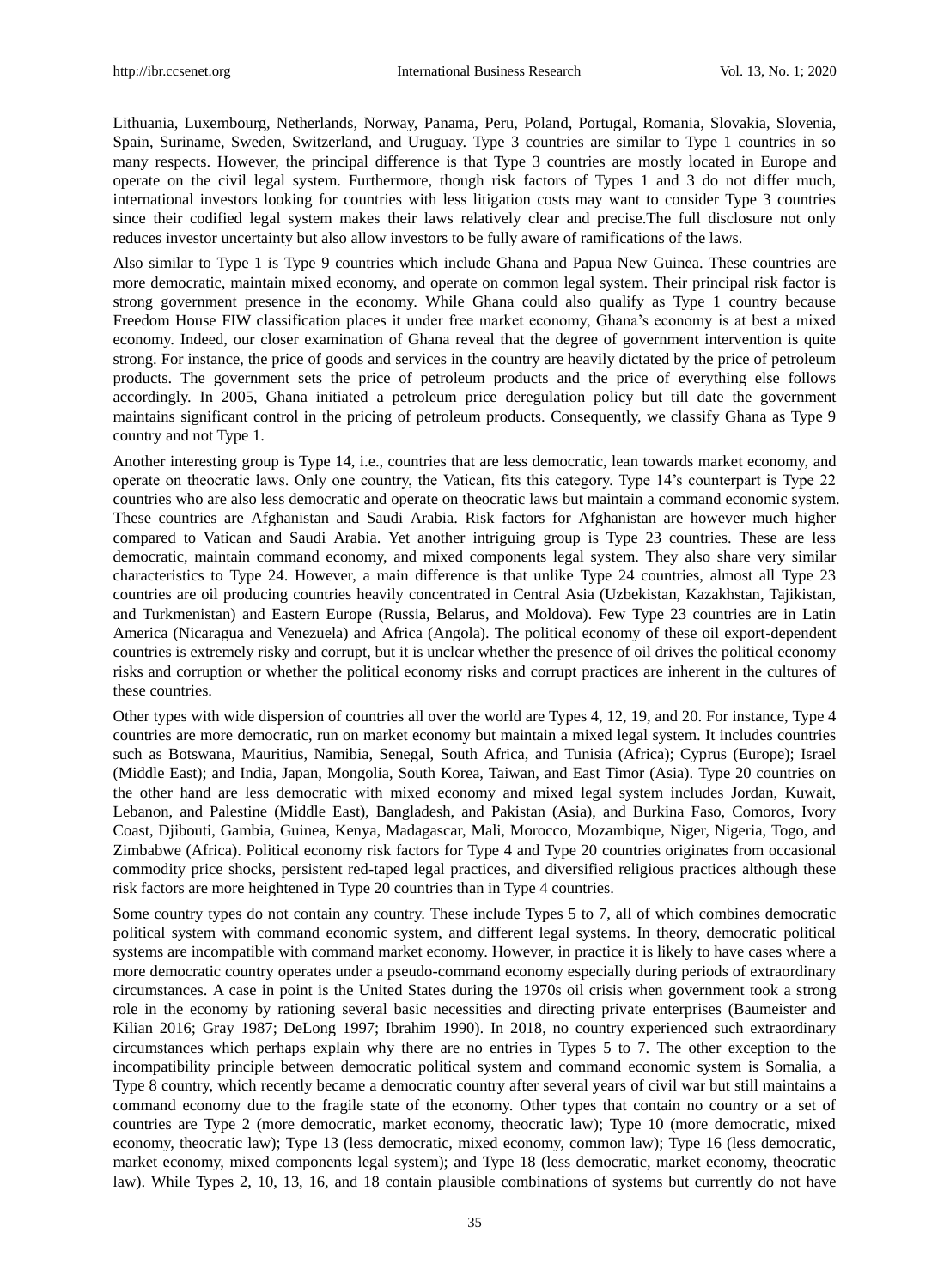Lithuania, Luxembourg, Netherlands, Norway, Panama, Peru, Poland, Portugal, Romania, Slovakia, Slovenia, Spain, Suriname, Sweden, Switzerland, and Uruguay. Type 3 countries are similar to Type 1 countries in so many respects. However, the principal difference is that Type 3 countries are mostly located in Europe and operate on the civil legal system. Furthermore, though risk factors of Types 1 and 3 do not differ much, international investors looking for countries with less litigation costs may want to consider Type 3 countries since their codified legal system makes their laws relatively clear and precise.The full disclosure not only reduces investor uncertainty but also allow investors to be fully aware of ramifications of the laws.

Also similar to Type 1 is Type 9 countries which include Ghana and Papua New Guinea. These countries are more democratic, maintain mixed economy, and operate on common legal system. Their principal risk factor is strong government presence in the economy. While Ghana could also qualify as Type 1 country because Freedom House FIW classification places it under free market economy, Ghana's economy is at best a mixed economy. Indeed, our closer examination of Ghana reveal that the degree of government intervention is quite strong. For instance, the price of goods and services in the country are heavily dictated by the price of petroleum products. The government sets the price of petroleum products and the price of everything else follows accordingly. In 2005, Ghana initiated a petroleum price deregulation policy but till date the government maintains significant control in the pricing of petroleum products. Consequently, we classify Ghana as Type 9 country and not Type 1.

Another interesting group is Type 14, i.e., countries that are less democratic, lean towards market economy, and operate on theocratic laws. Only one country, the Vatican, fits this category. Type 14's counterpart is Type 22 countries who are also less democratic and operate on theocratic laws but maintain a command economic system. These countries are Afghanistan and Saudi Arabia. Risk factors for Afghanistan are however much higher compared to Vatican and Saudi Arabia. Yet another intriguing group is Type 23 countries. These are less democratic, maintain command economy, and mixed components legal system. They also share very similar characteristics to Type 24. However, a main difference is that unlike Type 24 countries, almost all Type 23 countries are oil producing countries heavily concentrated in Central Asia (Uzbekistan, Kazakhstan, Tajikistan, and Turkmenistan) and Eastern Europe (Russia, Belarus, and Moldova). Few Type 23 countries are in Latin America (Nicaragua and Venezuela) and Africa (Angola). The political economy of these oil export-dependent countries is extremely risky and corrupt, but it is unclear whether the presence of oil drives the political economy risks and corruption or whether the political economy risks and corrupt practices are inherent in the cultures of these countries.

Other types with wide dispersion of countries all over the world are Types 4, 12, 19, and 20. For instance, Type 4 countries are more democratic, run on market economy but maintain a mixed legal system. It includes countries such as Botswana, Mauritius, Namibia, Senegal, South Africa, and Tunisia (Africa); Cyprus (Europe); Israel (Middle East); and India, Japan, Mongolia, South Korea, Taiwan, and East Timor (Asia). Type 20 countries on the other hand are less democratic with mixed economy and mixed legal system includes Jordan, Kuwait, Lebanon, and Palestine (Middle East), Bangladesh, and Pakistan (Asia), and Burkina Faso, Comoros, Ivory Coast, Djibouti, Gambia, Guinea, Kenya, Madagascar, Mali, Morocco, Mozambique, Niger, Nigeria, Togo, and Zimbabwe (Africa). Political economy risk factors for Type 4 and Type 20 countries originates from occasional commodity price shocks, persistent red-taped legal practices, and diversified religious practices although these risk factors are more heightened in Type 20 countries than in Type 4 countries.

Some country types do not contain any country. These include Types 5 to 7, all of which combines democratic political system with command economic system, and different legal systems. In theory, democratic political systems are incompatible with command market economy. However, in practice it is likely to have cases where a more democratic country operates under a pseudo-command economy especially during periods of extraordinary circumstances. A case in point is the United States during the 1970s oil crisis when government took a strong role in the economy by rationing several basic necessities and directing private enterprises (Baumeister and Kilian 2016; Gray 1987; DeLong 1997; Ibrahim 1990). In 2018, no country experienced such extraordinary circumstances which perhaps explain why there are no entries in Types 5 to 7. The other exception to the incompatibility principle between democratic political system and command economic system is Somalia, a Type 8 country, which recently became a democratic country after several years of civil war but still maintains a command economy due to the fragile state of the economy. Other types that contain no country or a set of countries are Type 2 (more democratic, market economy, theocratic law); Type 10 (more democratic, mixed economy, theocratic law); Type 13 (less democratic, mixed economy, common law); Type 16 (less democratic, market economy, mixed components legal system); and Type 18 (less democratic, market economy, theocratic law). While Types 2, 10, 13, 16, and 18 contain plausible combinations of systems but currently do not have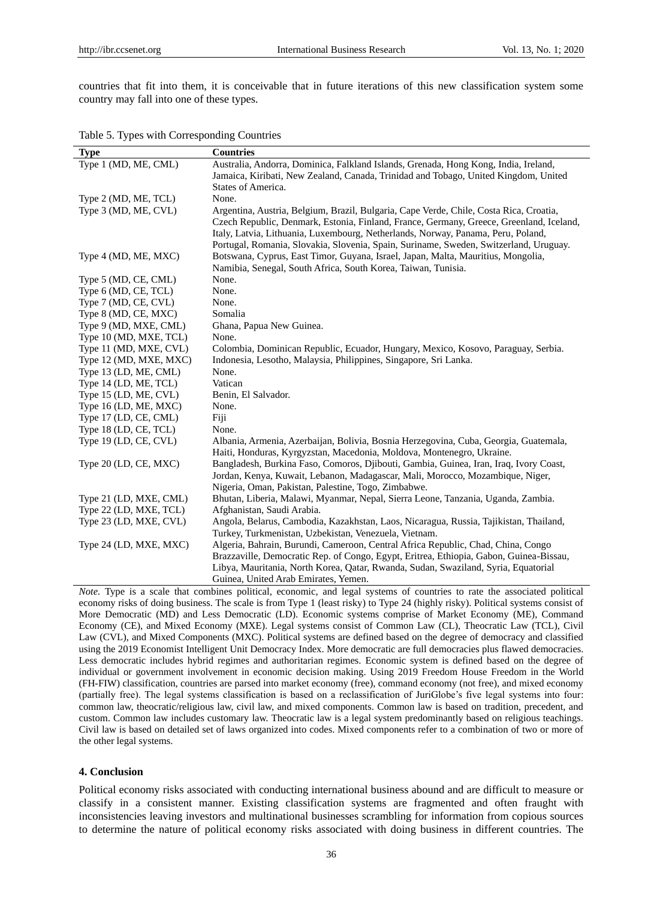countries that fit into them, it is conceivable that in future iterations of this new classification system some country may fall into one of these types.

Table 5. Types with Corresponding Countries

| Type | Countries |
|---|---|
| Type 1 (MD, ME, CML) | Australia, Andorra, Dominica, Falkland Islands, Grenada, Hong Kong, India, Ireland, Jamaica, Kiribati, New Zealand, Canada, Trinidad and Tobago, United Kingdom, United States of America. |
| Type 2 (MD, ME, TCL) | None. |
| Type 3 (MD, ME, CVL) | Argentina, Austria, Belgium, Brazil, Bulgaria, Cape Verde, Chile, Costa Rica, Croatia, Czech Republic, Denmark, Estonia, Finland, France, Germany, Greece, Greenland, Iceland, Italy, Latvia, Lithuania, Luxembourg, Netherlands, Norway, Panama, Peru, Poland, Portugal, Romania, Slovakia, Slovenia, Spain, Suriname, Sweden, Switzerland, Uruguay. |
| Type 4 (MD, ME, MXC) | Botswana, Cyprus, East Timor, Guyana, Israel, Japan, Malta, Mauritius, Mongolia, Namibia, Senegal, South Africa, South Korea, Taiwan, Tunisia. |
| Type 5 (MD, CE, CML) | None. |
| Type 6 (MD, CE, TCL) | None. |
| Type 7 (MD, CE, CVL) | None. |
| Type 8 (MD, CE, MXC) | Somalia |
| Type 9 (MD, MXE, CML) | Ghana, Papua New Guinea. |
| Type 10 (MD, MXE, TCL) | None. |
| Type 11 (MD, MXE, CVL) | Colombia, Dominican Republic, Ecuador, Hungary, Mexico, Kosovo, Paraguay, Serbia. |
| Type 12 (MD, MXE, MXC) | Indonesia, Lesotho, Malaysia, Philippines, Singapore, Sri Lanka. |
| Type 13 (LD, ME, CML) | None. |
| Type 14 (LD, ME, TCL) | Vatican |
| Type 15 (LD, ME, CVL) | Benin, El Salvador. |
| Type 16 (LD, ME, MXC) | None. |
| Type 17 (LD, CE, CML) | Fiji |
| Type 18 (LD, CE, TCL) | None. |
| Type 19 (LD, CE, CVL) | Albania, Armenia, Azerbaijan, Bolivia, Bosnia Herzegovina, Cuba, Georgia, Guatemala, Haiti, Honduras, Kyrgyzstan, Macedonia, Moldova, Montenegro, Ukraine. |
| Type 20 (LD, CE, MXC) | Bangladesh, Burkina Faso, Comoros, Djibouti, Gambia, Guinea, Iran, Iraq, Ivory Coast, Jordan, Kenya, Kuwait, Lebanon, Madagascar, Mali, Morocco, Mozambique, Niger, Nigeria, Oman, Pakistan, Palestine, Togo, Zimbabwe. |
| Type 21 (LD, MXE, CML) | Bhutan, Liberia, Malawi, Myanmar, Nepal, Sierra Leone, Tanzania, Uganda, Zambia. |
| Type 22 (LD, MXE, TCL) | Afghanistan, Saudi Arabia. |
| Type 23 (LD, MXE, CVL) | Angola, Belarus, Cambodia, Kazakhstan, Laos, Nicaragua, Russia, Tajikistan, Thailand, Turkey, Turkmenistan, Uzbekistan, Venezuela, Vietnam. |
| Type 24 (LD, MXE, MXC) | Algeria, Bahrain, Burundi, Cameroon, Central Africa Republic, Chad, China, Congo Brazzaville, Democratic Rep. of Congo, Egypt, Eritrea, Ethiopia, Gabon, Guinea-Bissau, Libya, Mauritania, North Korea, Qatar, Rwanda, Sudan, Swaziland, Syria, Equatorial Guinea, United Arab Emirates, Yemen. |

*Note*. Type is a scale that combines political, economic, and legal systems of countries to rate the associated political economy risks of doing business. The scale is from Type 1 (least risky) to Type 24 (highly risky). Political systems consist of More Democratic (MD) and Less Democratic (LD). Economic systems comprise of Market Economy (ME), Command Economy (CE), and Mixed Economy (MXE). Legal systems consist of Common Law (CL), Theocratic Law (TCL), Civil Law (CVL), and Mixed Components (MXC). Political systems are defined based on the degree of democracy and classified using the 2019 Economist Intelligent Unit Democracy Index. More democratic are full democracies plus flawed democracies. Less democratic includes hybrid regimes and authoritarian regimes. Economic system is defined based on the degree of individual or government involvement in economic decision making. Using 2019 Freedom House Freedom in the World (FH-FIW) classification, countries are parsed into market economy (free), command economy (not free), and mixed economy (partially free). The legal systems classification is based on a reclassification of JuriGlobe's five legal systems into four: common law, theocratic/religious law, civil law, and mixed components. Common law is based on tradition, precedent, and custom. Common law includes customary law. Theocratic law is a legal system predominantly based on religious teachings. Civil law is based on detailed set of laws organized into codes. Mixed components refer to a combination of two or more of the other legal systems.

## 4. Conclusion

Political economy risks associated with conducting international business abound and are difficult to measure or classify in a consistent manner. Existing classification systems are fragmented and often fraught with inconsistencies leaving investors and multinational businesses scrambling for information from copious sources to determine the nature of political economy risks associated with doing business in different countries. The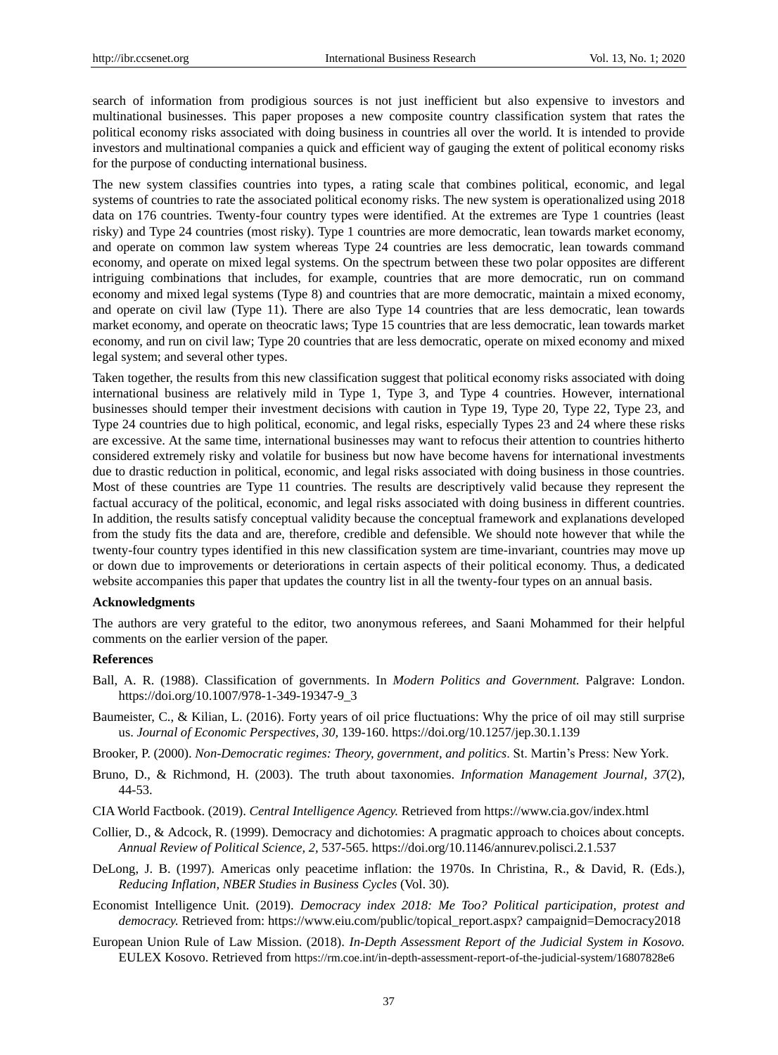search of information from prodigious sources is not just inefficient but also expensive to investors and multinational businesses. This paper proposes a new composite country classification system that rates the political economy risks associated with doing business in countries all over the world. It is intended to provide investors and multinational companies a quick and efficient way of gauging the extent of political economy risks for the purpose of conducting international business.

The new system classifies countries into types, a rating scale that combines political, economic, and legal systems of countries to rate the associated political economy risks. The new system is operationalized using 2018 data on 176 countries. Twenty-four country types were identified. At the extremes are Type 1 countries (least risky) and Type 24 countries (most risky). Type 1 countries are more democratic, lean towards market economy, and operate on common law system whereas Type 24 countries are less democratic, lean towards command economy, and operate on mixed legal systems. On the spectrum between these two polar opposites are different intriguing combinations that includes, for example, countries that are more democratic, run on command economy and mixed legal systems (Type 8) and countries that are more democratic, maintain a mixed economy, and operate on civil law (Type 11). There are also Type 14 countries that are less democratic, lean towards market economy, and operate on theocratic laws; Type 15 countries that are less democratic, lean towards market economy, and run on civil law; Type 20 countries that are less democratic, operate on mixed economy and mixed legal system; and several other types.

Taken together, the results from this new classification suggest that political economy risks associated with doing international business are relatively mild in Type 1, Type 3, and Type 4 countries. However, international businesses should temper their investment decisions with caution in Type 19, Type 20, Type 22, Type 23, and Type 24 countries due to high political, economic, and legal risks, especially Types 23 and 24 where these risks are excessive. At the same time, international businesses may want to refocus their attention to countries hitherto considered extremely risky and volatile for business but now have become havens for international investments due to drastic reduction in political, economic, and legal risks associated with doing business in those countries. Most of these countries are Type 11 countries. The results are descriptively valid because they represent the factual accuracy of the political, economic, and legal risks associated with doing business in different countries. In addition, the results satisfy conceptual validity because the conceptual framework and explanations developed from the study fits the data and are, therefore, credible and defensible. We should note however that while the twenty-four country types identified in this new classification system are time-invariant, countries may move up or down due to improvements or deteriorations in certain aspects of their political economy. Thus, a dedicated website accompanies this paper that updates the country list in all the twenty-four types on an annual basis.

**Acknowledgments**

The authors are very grateful to the editor, two anonymous referees, and Saani Mohammed for their helpful comments on the earlier version of the paper.

**References**

Ball, A. R. (1988). Classification of governments. In *Modern Politics and Government.* Palgrave: London. https://doi.org/10.1007/978-1-349-19347-9_3

Baumeister, C., & Kilian, L. (2016). Forty years of oil price fluctuations: Why the price of oil may still surprise us. *Journal of Economic Perspectives, 30,* 139-160. https://doi.org/10.1257/jep.30.1.139

Brooker, P. (2000). *Non-Democratic regimes: Theory, government, and politics*. St. Martin's Press: New York.

Bruno, D., & Richmond, H. (2003). The truth about taxonomies. *Information Management Journal, 37*(2), 44-53.

CIA World Factbook. (2019). *Central Intelligence Agency.* Retrieved from https://www.cia.gov/index.html

Collier, D., & Adcock, R. (1999). Democracy and dichotomies: A pragmatic approach to choices about concepts. *Annual Review of Political Science, 2,* 537-565. https://doi.org/10.1146/annurev.polisci.2.1.537

DeLong, J. B. (1997). Americas only peacetime inflation: the 1970s. In Christina, R., & David, R. (Eds.), *Reducing Inflation, NBER Studies in Business Cycles* (Vol. 30).

Economist Intelligence Unit. (2019). *Democracy index 2018: Me Too? Political participation, protest and democracy.* Retrieved from: https://www.eiu.com/public/topical_report.aspx? campaignid=Democracy2018

European Union Rule of Law Mission. (2018). *In-Depth Assessment Report of the Judicial System in Kosovo.* EULEX Kosovo. Retrieved from https://rm.coe.int/in-depth-assessment-report-of-the-judicial-system/16807828e6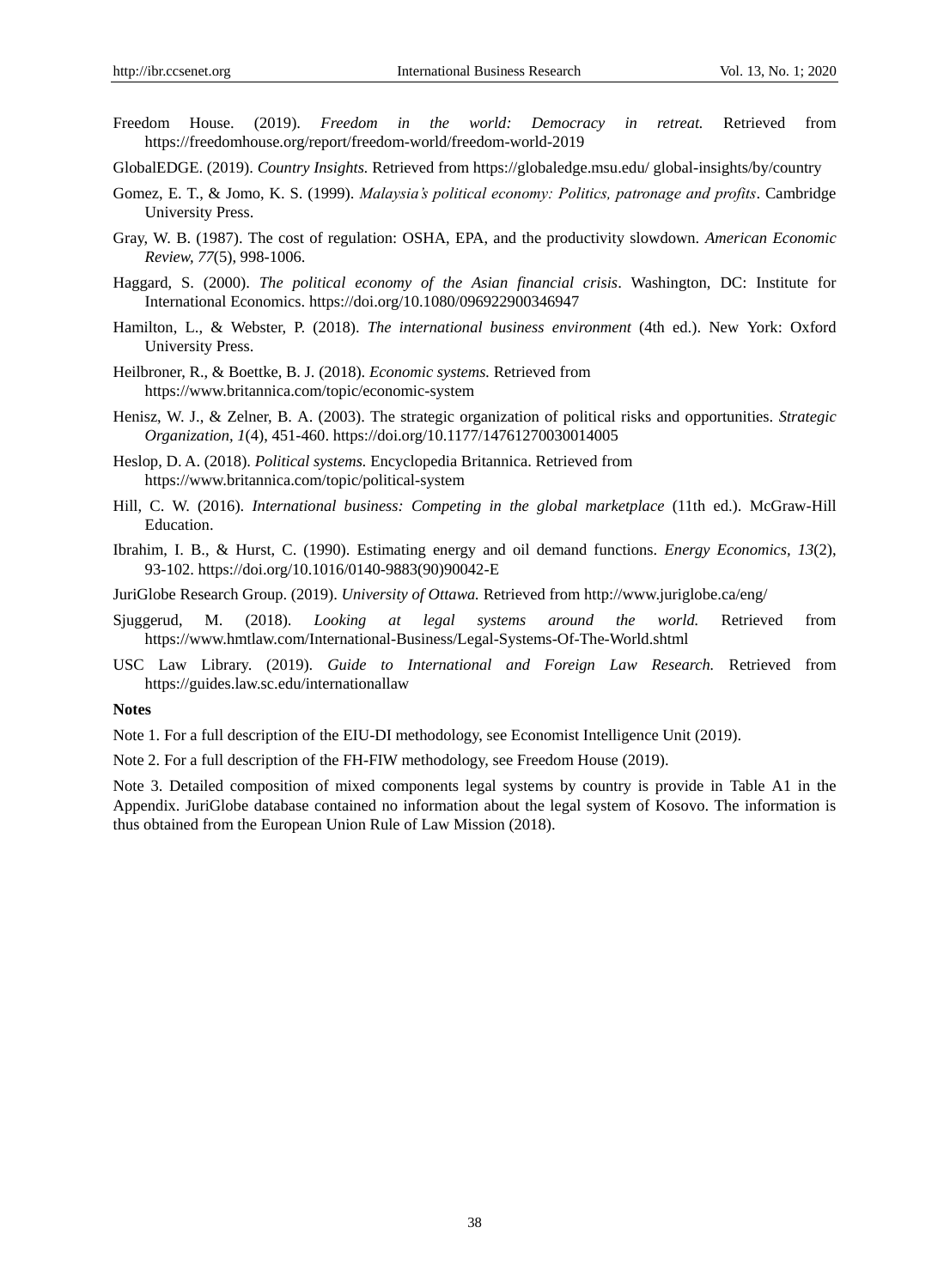Freedom House. (2019). *Freedom in the world: Democracy in retreat.* Retrieved from https://freedomhouse.org/report/freedom-world/freedom-world-2019

GlobalEDGE. (2019). *Country Insights.* Retrieved from https://globaledge.msu.edu/ global-insights/by/country

Gomez, E. T., & Jomo, K. S. (1999). *Malaysia's political economy: Politics, patronage and profits*. Cambridge University Press.

Gray, W. B. (1987). The cost of regulation: OSHA, EPA, and the productivity slowdown. *American Economic Review, 77*(5), 998-1006.

Haggard, S. (2000). *The political economy of the Asian financial crisis*. Washington, DC: Institute for International Economics. https://doi.org/10.1080/096922900346947

Hamilton, L., & Webster, P. (2018). *The international business environment* (4th ed.). New York: Oxford University Press.

Heilbroner, R., & Boettke, B. J. (2018). *Economic systems.* Retrieved from https://www.britannica.com/topic/economic-system

Henisz, W. J., & Zelner, B. A. (2003). The strategic organization of political risks and opportunities. *Strategic Organization, 1*(4), 451-460. https://doi.org/10.1177/14761270030014005

Heslop, D. A. (2018). *Political systems.* Encyclopedia Britannica. Retrieved from https://www.britannica.com/topic/political-system

Hill, C. W. (2016). *International business: Competing in the global marketplace* (11th ed.). McGraw-Hill Education.

Ibrahim, I. B., & Hurst, C. (1990). Estimating energy and oil demand functions. *Energy Economics, 13*(2), 93-102. https://doi.org/10.1016/0140-9883(90)90042-E

JuriGlobe Research Group. (2019). *University of Ottawa.* Retrieved from http://www.juriglobe.ca/eng/

Sjuggerud, M. (2018). *Looking at legal systems around the world.* Retrieved from https://www.hmtlaw.com/International-Business/Legal-Systems-Of-The-World.shtml

USC Law Library. (2019). *Guide to International and Foreign Law Research.* Retrieved from https://guides.law.sc.edu/internationallaw

**Notes**

Note 1. For a full description of the EIU-DI methodology, see Economist Intelligence Unit (2019).

Note 2. For a full description of the FH-FIW methodology, see Freedom House (2019).

Note 3. Detailed composition of mixed components legal systems by country is provide in Table A1 in the Appendix. JuriGlobe database contained no information about the legal system of Kosovo. The information is thus obtained from the European Union Rule of Law Mission (2018).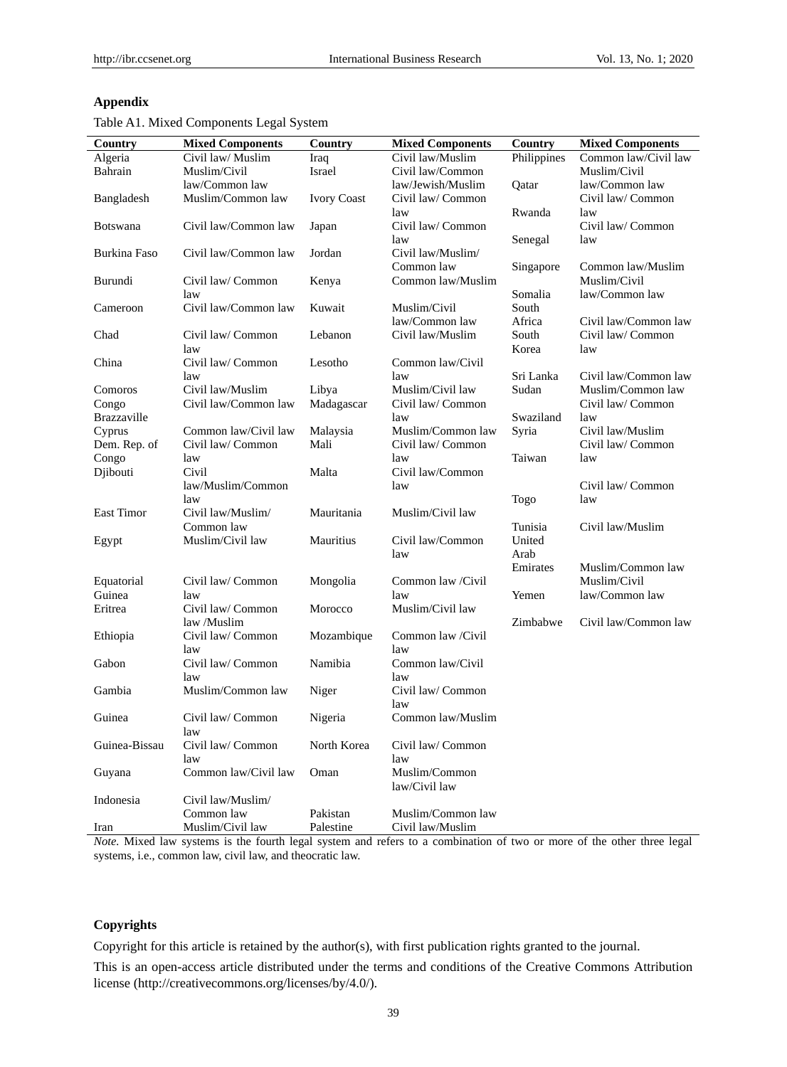## Appendix

Table A1. Mixed Components Legal System

| Country | Mixed Components | Country | Mixed Components | Country | Mixed Components |
|---|---|---|---|---|---|
| Algeria | Civil law/ Muslim | Iraq | Civil law/Muslim | Philippines | Common law/Civil law |
| Bahrain | Muslim/Civil law/Common law | Israel | Civil law/Common law/Jewish/Muslim | Qatar | Muslim/Civil law/Common law |
| Bangladesh | Muslim/Common law | Ivory Coast | Civil law/ Common law | Rwanda | Civil law/ Common law |
| Botswana | Civil law/Common law | Japan | Civil law/ Common law | Senegal | Civil law/ Common law |
| Burkina Faso | Civil law/Common law | Jordan | Civil law/Muslim/ Common law | Singapore | Common law/Muslim |
| Burundi | Civil law/ Common law | Kenya | Common law/Muslim | Somalia | Muslim/Civil law/Common law |
| Cameroon | Civil law/Common law | Kuwait | Muslim/Civil law/Common law | South Africa | Civil law/Common law |
| Chad | Civil law/ Common law | Lebanon | Civil law/Muslim | South Korea | Civil law/ Common law |
| China | Civil law/ Common law | Lesotho | Common law/Civil law | Sri Lanka | Civil law/Common law |
| Comoros | Civil law/Muslim | Libya | Muslim/Civil law | Sudan | Muslim/Common law |
| Congo Brazzaville | Civil law/Common law | Madagascar | Civil law/ Common law | Swaziland | Civil law/ Common law |
| Cyprus | Common law/Civil law | Malaysia | Muslim/Common law | Syria | Civil law/Muslim |
| Dem. Rep. of Congo | Civil law/ Common law | Mali | Civil law/ Common law | Taiwan | Civil law/ Common law |
| Djibouti | Civil law/Muslim/Common law | Malta | Civil law/Common law | Togo | Civil law/ Common law |
| East Timor | Civil law/Muslim/ Common law | Mauritania | Muslim/Civil law | Tunisia | Civil law/Muslim |
| Egypt | Muslim/Civil law | Mauritius | Civil law/Common law | United Arab Emirates | Muslim/Common law |
| Equatorial Guinea | Civil law/ Common law | Mongolia | Common law /Civil law | Yemen | Muslim/Civil law/Common law |
| Eritrea | Civil law/ Common law /Muslim | Morocco | Muslim/Civil law | Zimbabwe | Civil law/Common law |
| Ethiopia | Civil law/ Common law | Mozambique | Common law /Civil law | | |
| Gabon | Civil law/ Common law | Namibia | Common law/Civil law | | |
| Gambia | Muslim/Common law | Niger | Civil law/ Common law | | |
| Guinea | Civil law/ Common law | Nigeria | Common law/Muslim | | |
| Guinea-Bissau | Civil law/ Common law | North Korea | Civil law/ Common law | | |
| Guyana | Common law/Civil law | Oman | Muslim/Common law/Civil law | | |
| Indonesia | Civil law/Muslim/ Common law | Pakistan | Muslim/Common law | | |
| Iran | Muslim/Civil law | Palestine | Civil law/Muslim | | |

*Note.* Mixed law systems is the fourth legal system and refers to a combination of two or more of the other three legal systems, i.e., common law, civil law, and theocratic law.

## Copyrights

Copyright for this article is retained by the author(s), with first publication rights granted to the journal.

This is an open-access article distributed under the terms and conditions of the Creative Commons Attribution license (http://creativecommons.org/licenses/by/4.0/).